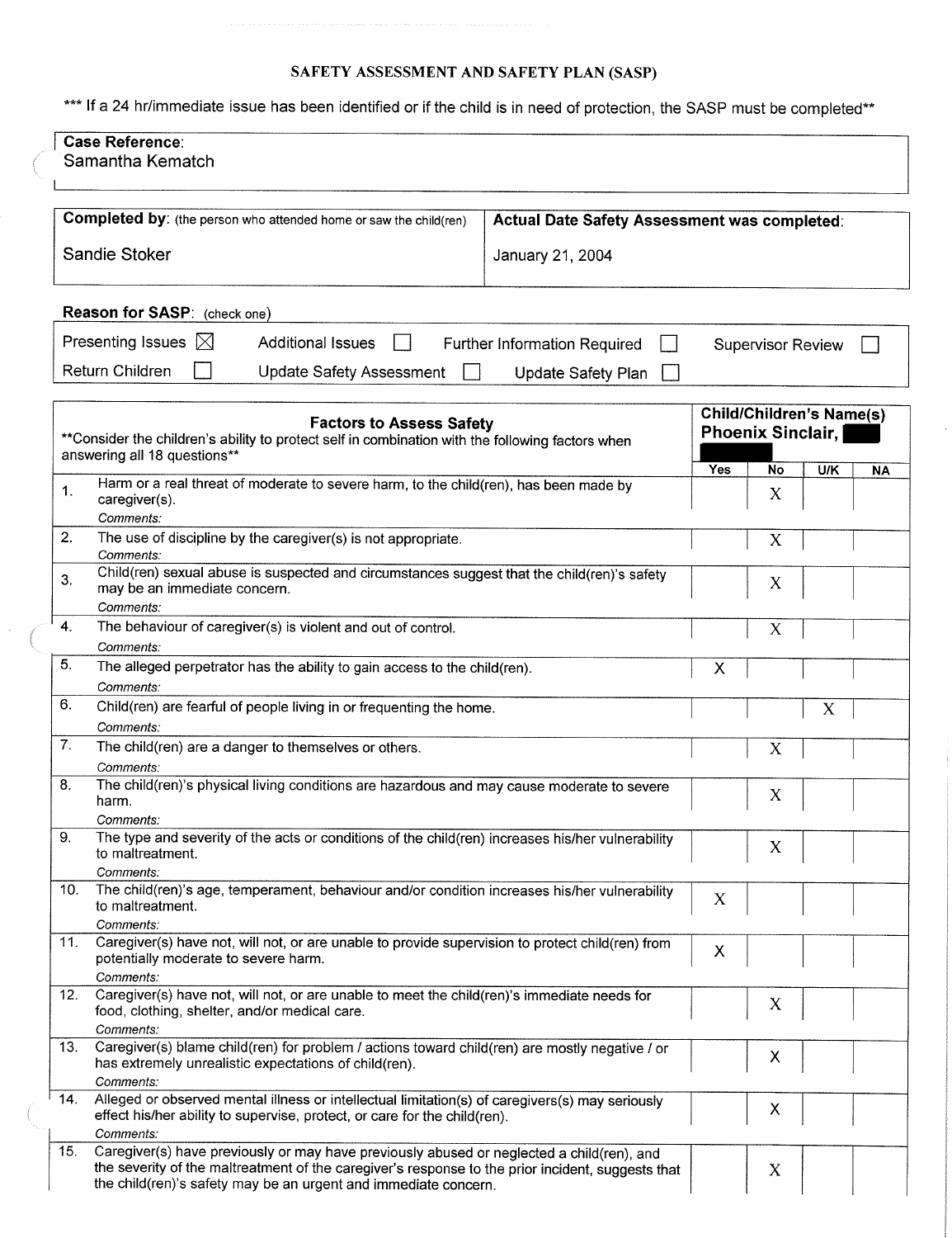# SAFETY ASSESSMENT AND SAFETY PLAN (SASP)

\*\*\* If a 24 hr/immediate issue has been identified or if the child is in need of protection, the SASP must be completed\*\*

| **Case Reference**: |
|---|
| Samantha Kematch |

| **Completed by**: (the person who attended home or saw the child(ren)) | **Actual Date Safety Assessment was completed**: |
|---|---|
| Sandie Stoker | January 21, 2004 |

**Reason for SASP**: (check one)

| | | | |
|---|---|---|---|
| Presenting Issues ☒ | Additional Issues ☐ | Further Information Required ☐ | Supervisor Review ☐ |
| Return Children ☐ | Update Safety Assessment ☐ | Update Safety Plan ☐ | |

| **Factors to Assess Safety** \*\*Consider the children's ability to protect self in combination with the following factors when answering all 18 questions\*\* | **Child/Children's Name(s) Phoenix Sinclair, ██ ██** | | | |
|---|---|---|---|---|
| | **Yes** | **No** | **U/K** | **NA** |
| 1. Harm or a real threat of moderate to severe harm, to the child(ren), has been made by caregiver(s). *Comments:* | | X | | |
| 2. The use of discipline by the caregiver(s) is not appropriate. *Comments:* | | X | | |
| 3. Child(ren) sexual abuse is suspected and circumstances suggest that the child(ren)'s safety may be an immediate concern. *Comments:* | | X | | |
| 4. The behaviour of caregiver(s) is violent and out of control. *Comments:* | | X | | |
| 5. The alleged perpetrator has the ability to gain access to the child(ren). *Comments:* | X | | | |
| 6. Child(ren) are fearful of people living in or frequenting the home. *Comments:* | | | X | |
| 7. The child(ren) are a danger to themselves or others. *Comments:* | | X | | |
| 8. The child(ren)'s physical living conditions are hazardous and may cause moderate to severe harm. *Comments:* | | X | | |
| 9. The type and severity of the acts or conditions of the child(ren) increases his/her vulnerability to maltreatment. *Comments:* | | X | | |
| 10. The child(ren)'s age, temperament, behaviour and/or condition increases his/her vulnerability to maltreatment. *Comments:* | X | | | |
| 11. Caregiver(s) have not, will not, or are unable to provide supervision to protect child(ren) from potentially moderate to severe harm. *Comments:* | X | | | |
| 12. Caregiver(s) have not, will not, or are unable to meet the child(ren)'s immediate needs for food, clothing, shelter, and/or medical care. *Comments:* | | X | | |
| 13. Caregiver(s) blame child(ren) for problem / actions toward child(ren) are mostly negative / or has extremely unrealistic expectations of child(ren). *Comments:* | | X | | |
| 14. Alleged or observed mental illness or intellectual limitation(s) of caregivers(s) may seriously effect his/her ability to supervise, protect, or care for the child(ren). *Comments:* | | X | | |
| 15. Caregiver(s) have previously or may have previously abused or neglected a child(ren), and the severity of the maltreatment of the caregiver's response to the prior incident, suggests that the child(ren)'s safety may be an urgent and immediate concern. | | X | | |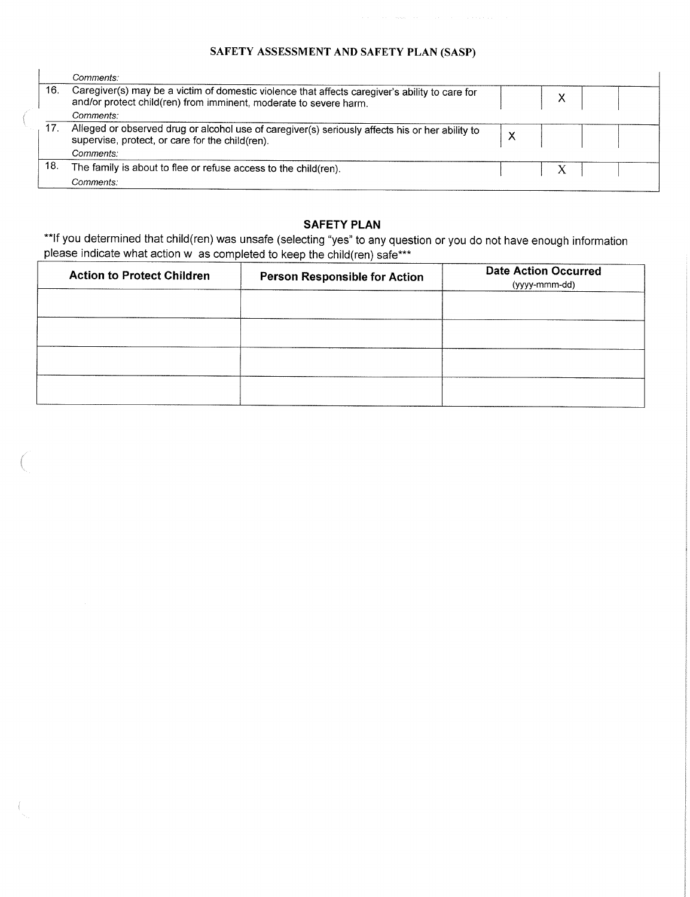# SAFETY ASSESSMENT AND SAFETY PLAN (SASP)

| | | | | | |
|---|---|---|---|---|---|
| | *Comments:* | | | | |
| 16. | Caregiver(s) may be a victim of domestic violence that affects caregiver's ability to care for and/or protect child(ren) from imminent, moderate to severe harm.<br>*Comments:* | | X | | |
| 17. | Alleged or observed drug or alcohol use of caregiver(s) seriously affects his or her ability to supervise, protect, or care for the child(ren).<br>*Comments:* | X | | | |
| 18. | The family is about to flee or refuse access to the child(ren).<br>*Comments:* | | X | | |

## SAFETY PLAN

**If you determined that child(ren) was unsafe (selecting "yes" to any question or you do not have enough information please indicate what action w as completed to keep the child(ren) safe***

| Action to Protect Children | Person Responsible for Action | Date Action Occurred (yyyy-mmm-dd) |
|---|---|---|
| | | |
| | | |
| | | |
| | | |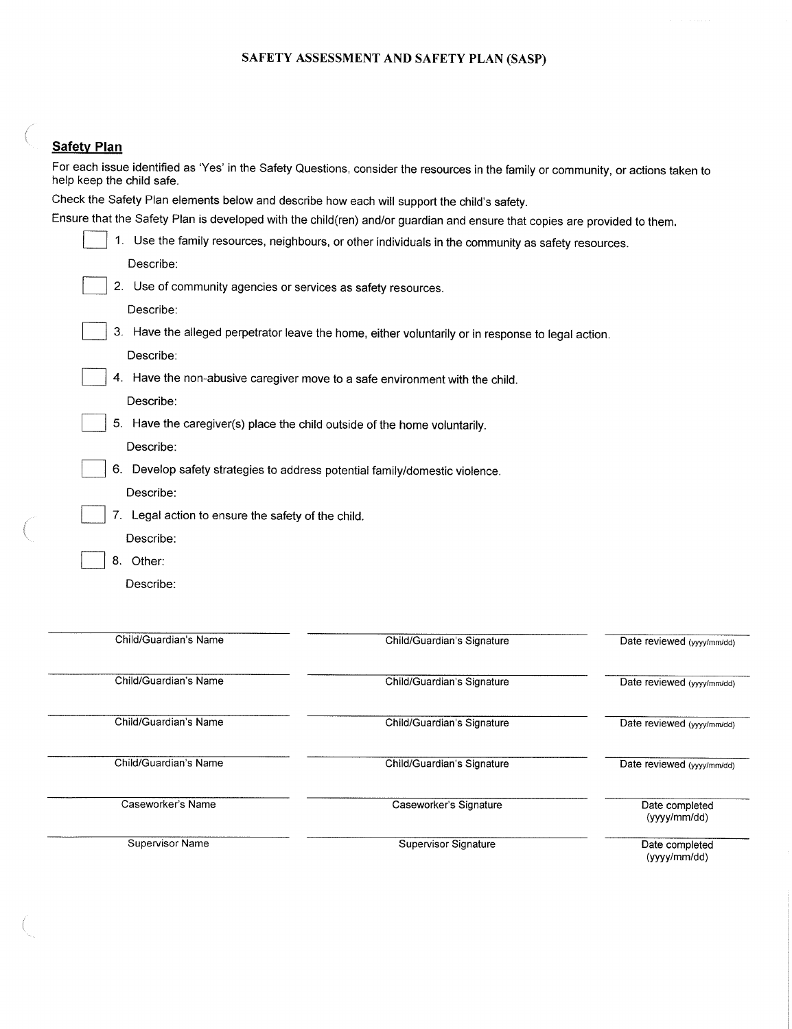# SAFETY ASSESSMENT AND SAFETY PLAN (SASP)

## Safety Plan

For each issue identified as 'Yes' in the Safety Questions, consider the resources in the family or community, or actions taken to help keep the child safe.

Check the Safety Plan elements below and describe how each will support the child's safety.

Ensure that the Safety Plan is developed with the child(ren) and/or guardian and ensure that copies are provided to them.

- [ ] 1. Use the family resources, neighbours, or other individuals in the community as safety resources.

  Describe:

- [ ] 2. Use of community agencies or services as safety resources.

  Describe:

- [ ] 3. Have the alleged perpetrator leave the home, either voluntarily or in response to legal action.

  Describe:

- [ ] 4. Have the non-abusive caregiver move to a safe environment with the child.

  Describe:

- [ ] 5. Have the caregiver(s) place the child outside of the home voluntarily.

  Describe:

- [ ] 6. Develop safety strategies to address potential family/domestic violence.

  Describe:

- [ ] 7. Legal action to ensure the safety of the child.

  Describe:

- [ ] 8. Other:

  Describe:

| | | |
|---|---|---|
| Child/Guardian's Name | Child/Guardian's Signature | Date reviewed (yyyy/mm/dd) |
| Child/Guardian's Name | Child/Guardian's Signature | Date reviewed (yyyy/mm/dd) |
| Child/Guardian's Name | Child/Guardian's Signature | Date reviewed (yyyy/mm/dd) |
| Child/Guardian's Name | Child/Guardian's Signature | Date reviewed (yyyy/mm/dd) |
| Caseworker's Name | Caseworker's Signature | Date completed (yyyy/mm/dd) |
| Supervisor Name | Supervisor Signature | Date completed (yyyy/mm/dd) |